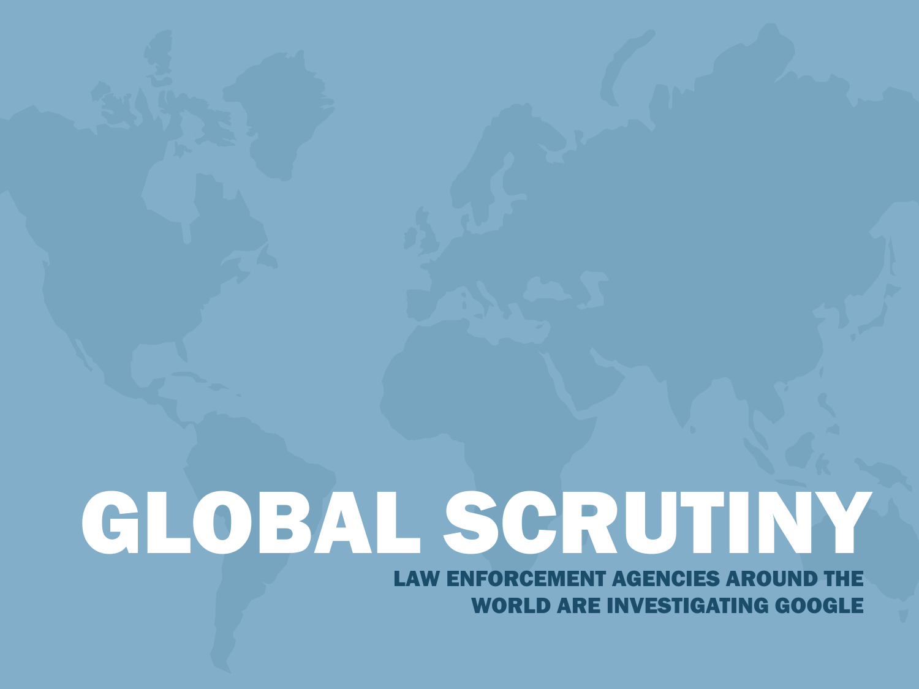# GLOBAL SCRUTINY

**LAW ENFORCEMENT AGENCIES AROUND THE WORLD ARE INVESTIGATING GOOGLE**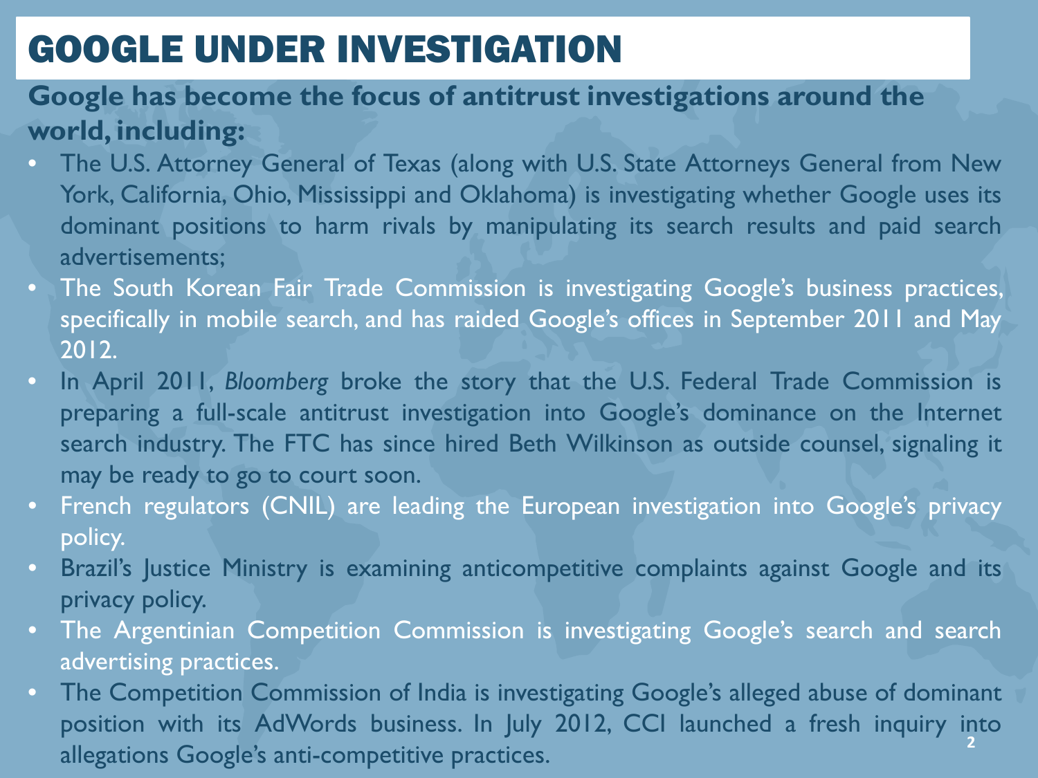# GOOGLE UNDER INVESTIGATION

**Google has become the focus of antitrust investigations around the world, including:**

- The U.S. Attorney General of Texas (along with U.S. State Attorneys General from New York, California, Ohio, Mississippi and Oklahoma) is investigating whether Google uses its dominant positions to harm rivals by manipulating its search results and paid search advertisements;
- The South Korean Fair Trade Commission is investigating Google's business practices, specifically in mobile search, and has raided Google's offices in September 2011 and May 2012.
- In April 2011, *Bloomberg* broke the story that the U.S. Federal Trade Commission is preparing a full-scale antitrust investigation into Google's dominance on the Internet search industry. The FTC has since hired Beth Wilkinson as outside counsel, signaling it may be ready to go to court soon.
- French regulators (CNIL) are leading the European investigation into Google's privacy policy.
- Brazil's Justice Ministry is examining anticompetitive complaints against Google and its privacy policy.
- The Argentinian Competition Commission is investigating Google's search and search advertising practices.
- The Competition Commission of India is investigating Google's alleged abuse of dominant position with its AdWords business. In July 2012, CCI launched a fresh inquiry into allegations Google's anti-competitive practices.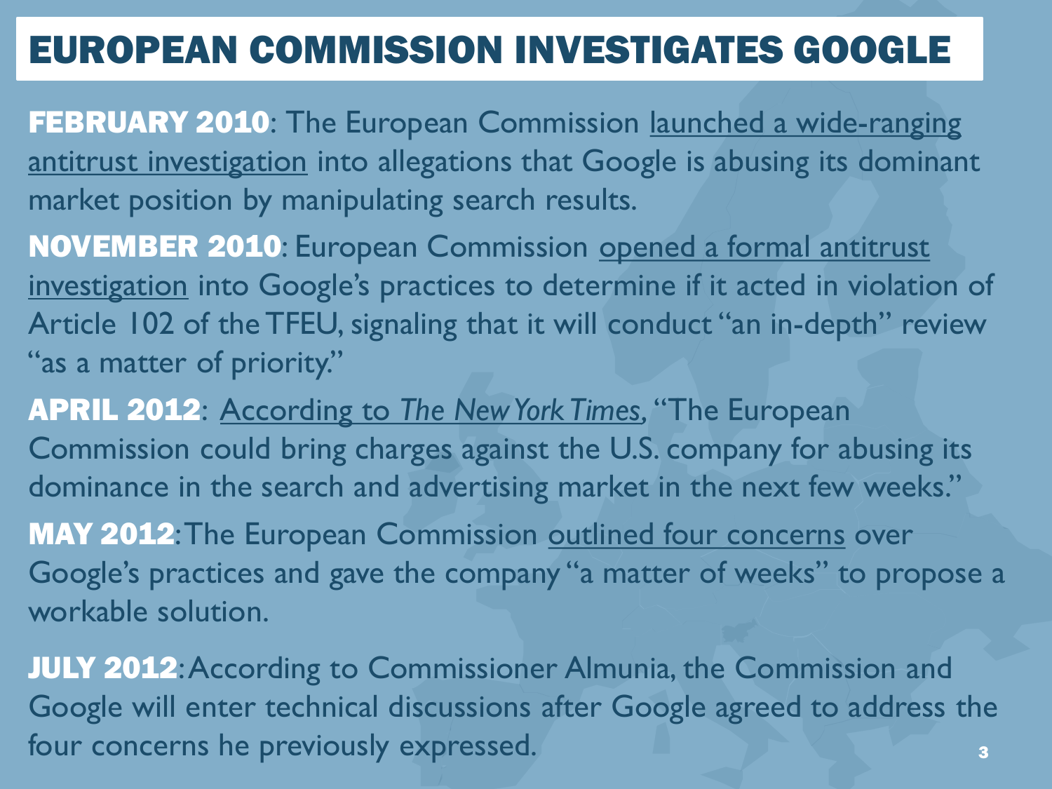# EUROPEAN COMMISSION INVESTIGATES GOOGLE

**FEBRUARY 2010**: The European Commission launched a wide-ranging antitrust investigation into allegations that Google is abusing its dominant market position by manipulating search results.

**NOVEMBER 2010**: European Commission opened a formal antitrust investigation into Google's practices to determine if it acted in violation of Article 102 of the TFEU, signaling that it will conduct "an in-depth" review "as a matter of priority."

**APRIL 2012**: According to *The New York Times*, "The European Commission could bring charges against the U.S. company for abusing its dominance in the search and advertising market in the next few weeks."

**MAY 2012**: The European Commission outlined four concerns over Google's practices and gave the company "a matter of weeks" to propose a workable solution.

**JULY 2012**: According to Commissioner Almunia, the Commission and Google will enter technical discussions after Google agreed to address the four concerns he previously expressed.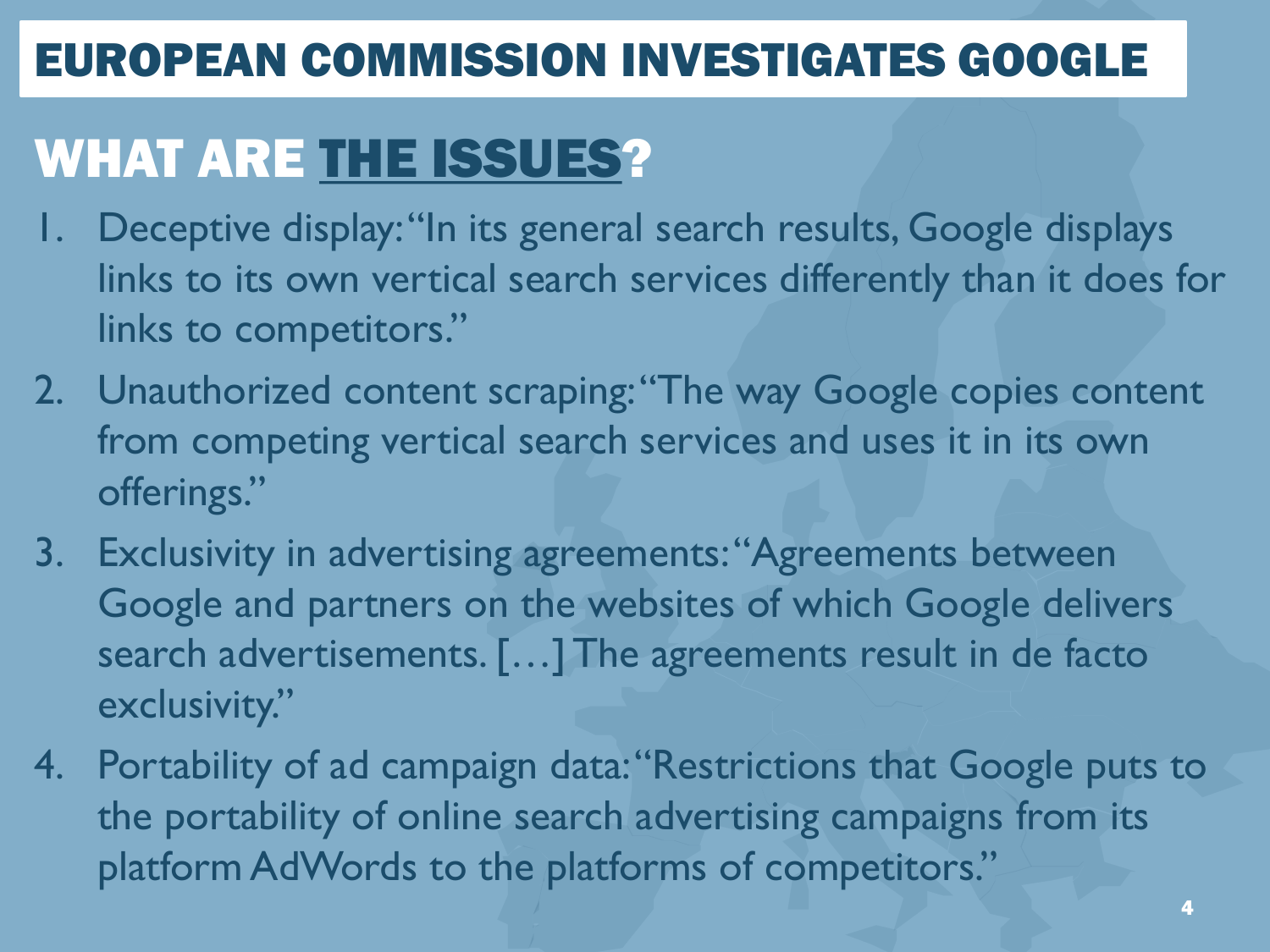# EUROPEAN COMMISSION INVESTIGATES GOOGLE

## WHAT ARE THE ISSUES?

1. Deceptive display: "In its general search results, Google displays links to its own vertical search services differently than it does for links to competitors."
2. Unauthorized content scraping: "The way Google copies content from competing vertical search services and uses it in its own offerings."
3. Exclusivity in advertising agreements: "Agreements between Google and partners on the websites of which Google delivers search advertisements. […] The agreements result in de facto exclusivity."
4. Portability of ad campaign data: "Restrictions that Google puts to the portability of online search advertising campaigns from its platform AdWords to the platforms of competitors."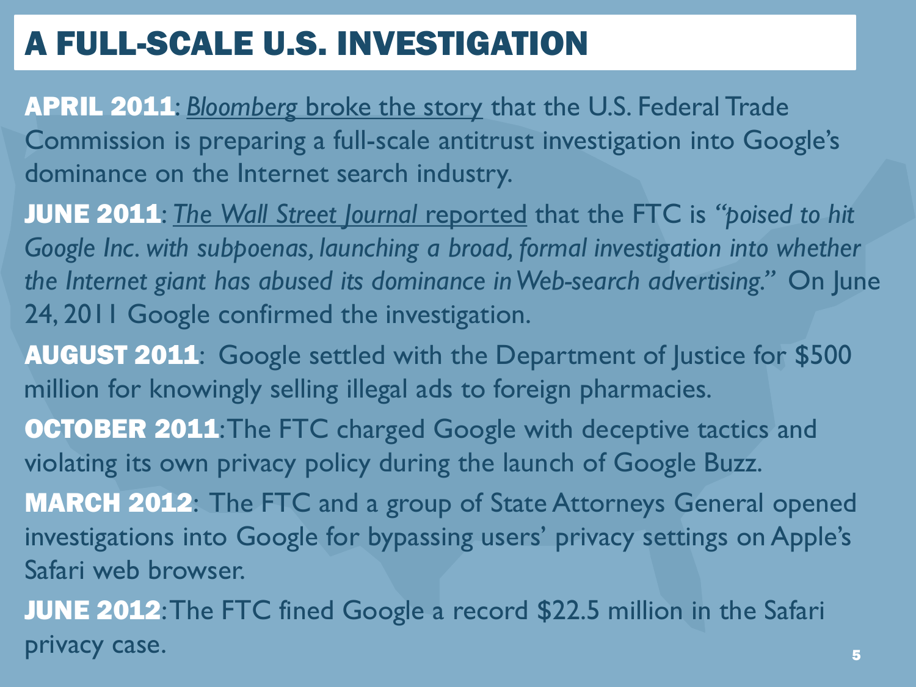# A FULL-SCALE U.S. INVESTIGATION

**APRIL 2011**: *Bloomberg* broke the story that the U.S. Federal Trade Commission is preparing a full-scale antitrust investigation into Google's dominance on the Internet search industry.

**JUNE 2011**: *The Wall Street Journal* reported that the FTC is *"poised to hit Google Inc. with subpoenas, launching a broad, formal investigation into whether the Internet giant has abused its dominance in Web-search advertising."* On June 24, 2011 Google confirmed the investigation.

**AUGUST 2011**: Google settled with the Department of Justice for $500 million for knowingly selling illegal ads to foreign pharmacies.

**OCTOBER 2011**: The FTC charged Google with deceptive tactics and violating its own privacy policy during the launch of Google Buzz.

**MARCH 2012**: The FTC and a group of State Attorneys General opened investigations into Google for bypassing users' privacy settings on Apple's Safari web browser.

**JUNE 2012**: The FTC fined Google a record $22.5 million in the Safari privacy case.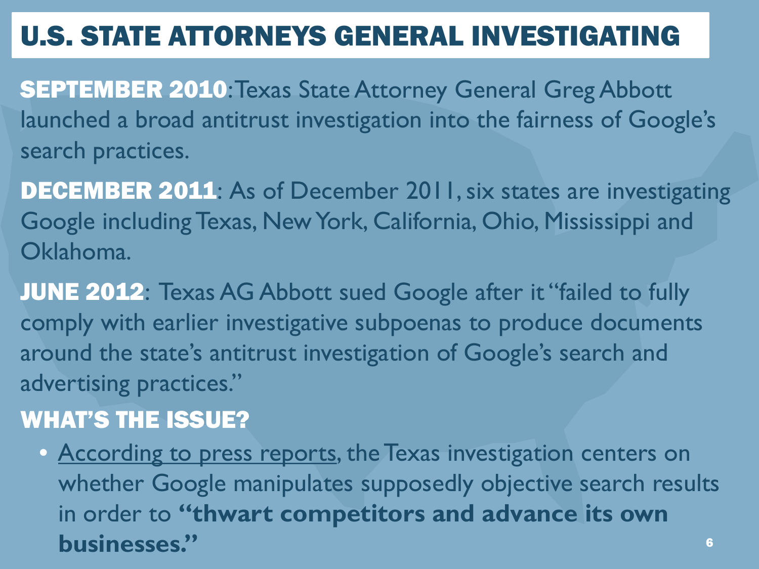# U.S. STATE ATTORNEYS GENERAL INVESTIGATING

**SEPTEMBER 2010**: Texas State Attorney General Greg Abbott launched a broad antitrust investigation into the fairness of Google's search practices.

**DECEMBER 2011**: As of December 2011, six states are investigating Google including Texas, New York, California, Ohio, Mississippi and Oklahoma.

**JUNE 2012**: Texas AG Abbott sued Google after it "failed to fully comply with earlier investigative subpoenas to produce documents around the state's antitrust investigation of Google's search and advertising practices."

## WHAT'S THE ISSUE?

- According to press reports, the Texas investigation centers on whether Google manipulates supposedly objective search results in order to **"thwart competitors and advance its own businesses."**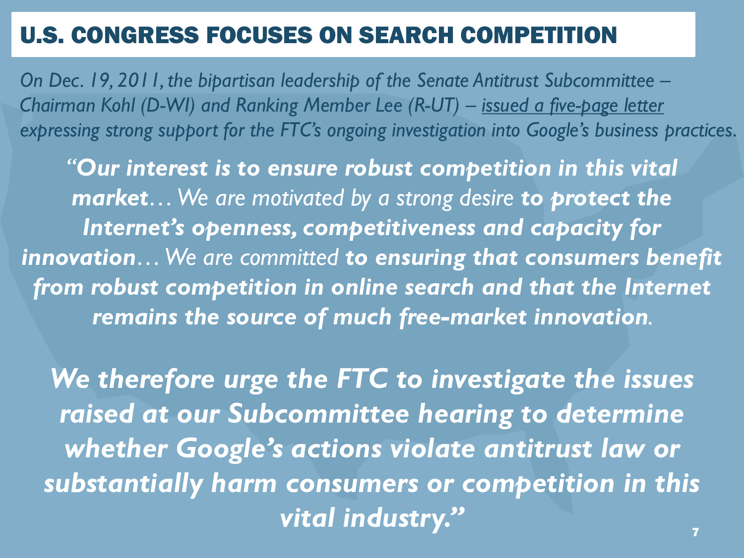# U.S. CONGRESS FOCUSES ON SEARCH COMPETITION

*On Dec. 19, 2011, the bipartisan leadership of the Senate Antitrust Subcommittee – Chairman Kohl (D-WI) and Ranking Member Lee (R-UT) – issued a five-page letter expressing strong support for the FTC's ongoing investigation into Google's business practices.*

*"**Our interest is to ensure robust competition in this vital market**… We are motivated by a strong desire **to protect the Internet's openness, competitiveness and capacity for innovation**… We are committed **to ensuring that consumers benefit from robust competition in online search and that the Internet remains the source of much free-market innovation**.*

***We therefore urge the FTC to investigate the issues raised at our Subcommittee hearing to determine whether Google's actions violate antitrust law or substantially harm consumers or competition in this vital industry."***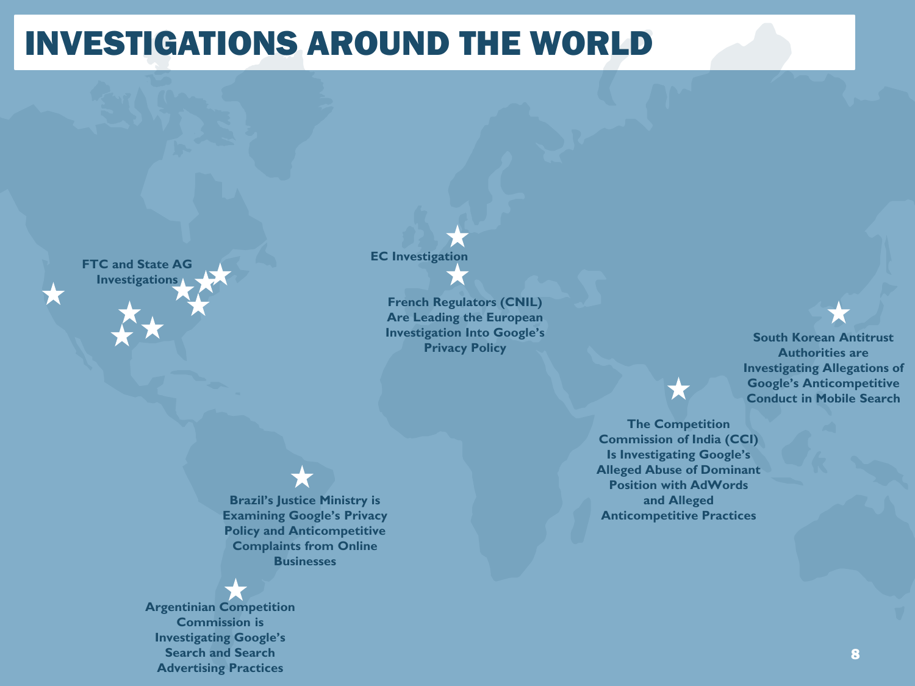# INVESTIGATIONS AROUND THE WORLD

**FTC and State AG Investigations**

**EC Investigation**

**French Regulators (CNIL) Are Leading the European Investigation Into Google's Privacy Policy**

**South Korean Antitrust Authorities are Investigating Allegations of Google's Anticompetitive Conduct in Mobile Search**

**The Competition Commission of India (CCI) Is Investigating Google's Alleged Abuse of Dominant Position with AdWords and Alleged Anticompetitive Practices**

**Brazil's Justice Ministry is Examining Google's Privacy Policy and Anticompetitive Complaints from Online Businesses**

**Argentinian Competition Commission is Investigating Google's Search and Search Advertising Practices**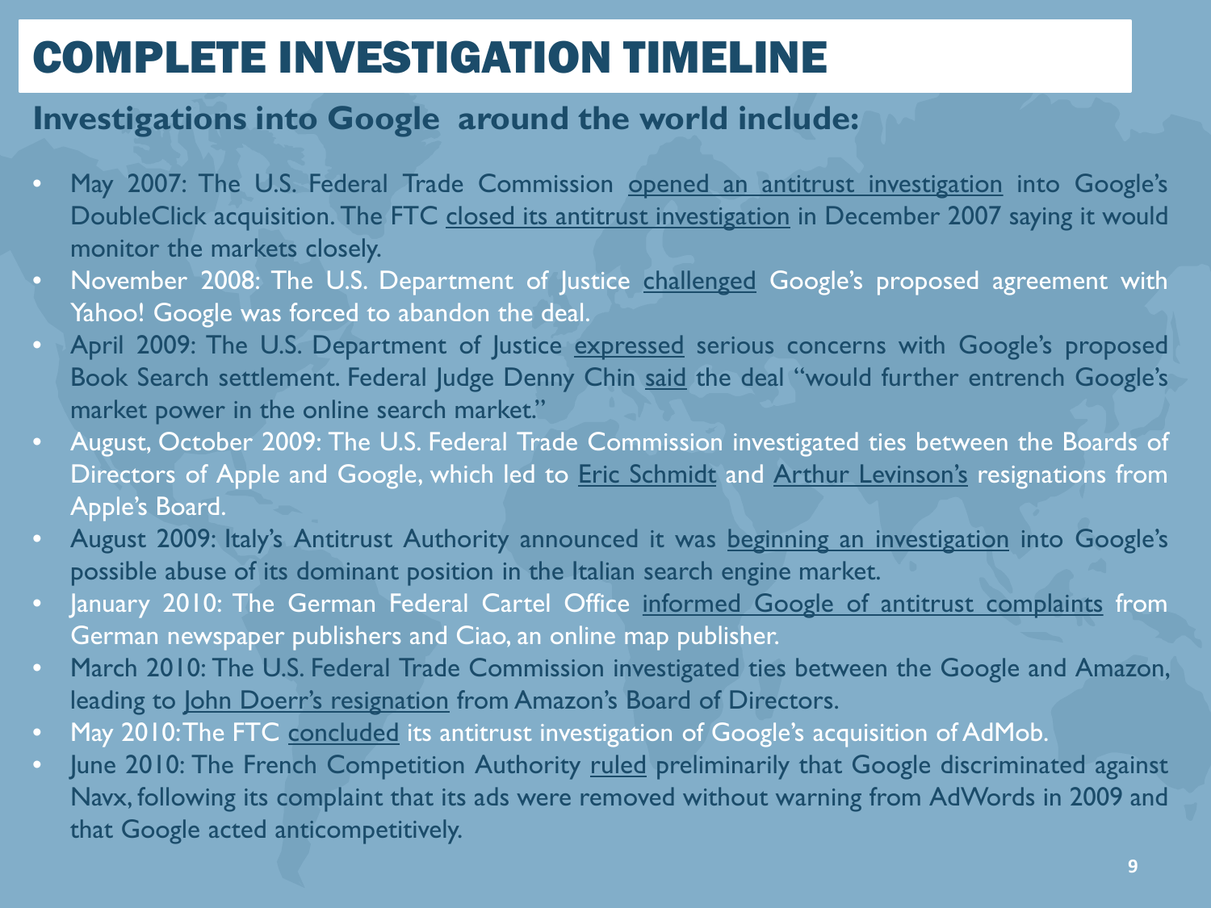# COMPLETE INVESTIGATION TIMELINE

## Investigations into Google around the world include:

- May 2007: The U.S. Federal Trade Commission opened an antitrust investigation into Google's DoubleClick acquisition. The FTC closed its antitrust investigation in December 2007 saying it would monitor the markets closely.
- November 2008: The U.S. Department of Justice challenged Google's proposed agreement with Yahoo! Google was forced to abandon the deal.
- April 2009: The U.S. Department of Justice expressed serious concerns with Google's proposed Book Search settlement. Federal Judge Denny Chin said the deal "would further entrench Google's market power in the online search market."
- August, October 2009: The U.S. Federal Trade Commission investigated ties between the Boards of Directors of Apple and Google, which led to Eric Schmidt and Arthur Levinson's resignations from Apple's Board.
- August 2009: Italy's Antitrust Authority announced it was beginning an investigation into Google's possible abuse of its dominant position in the Italian search engine market.
- January 2010: The German Federal Cartel Office informed Google of antitrust complaints from German newspaper publishers and Ciao, an online map publisher.
- March 2010: The U.S. Federal Trade Commission investigated ties between the Google and Amazon, leading to John Doerr's resignation from Amazon's Board of Directors.
- May 2010: The FTC concluded its antitrust investigation of Google's acquisition of AdMob.
- June 2010: The French Competition Authority ruled preliminarily that Google discriminated against Navx, following its complaint that its ads were removed without warning from AdWords in 2009 and that Google acted anticompetitively.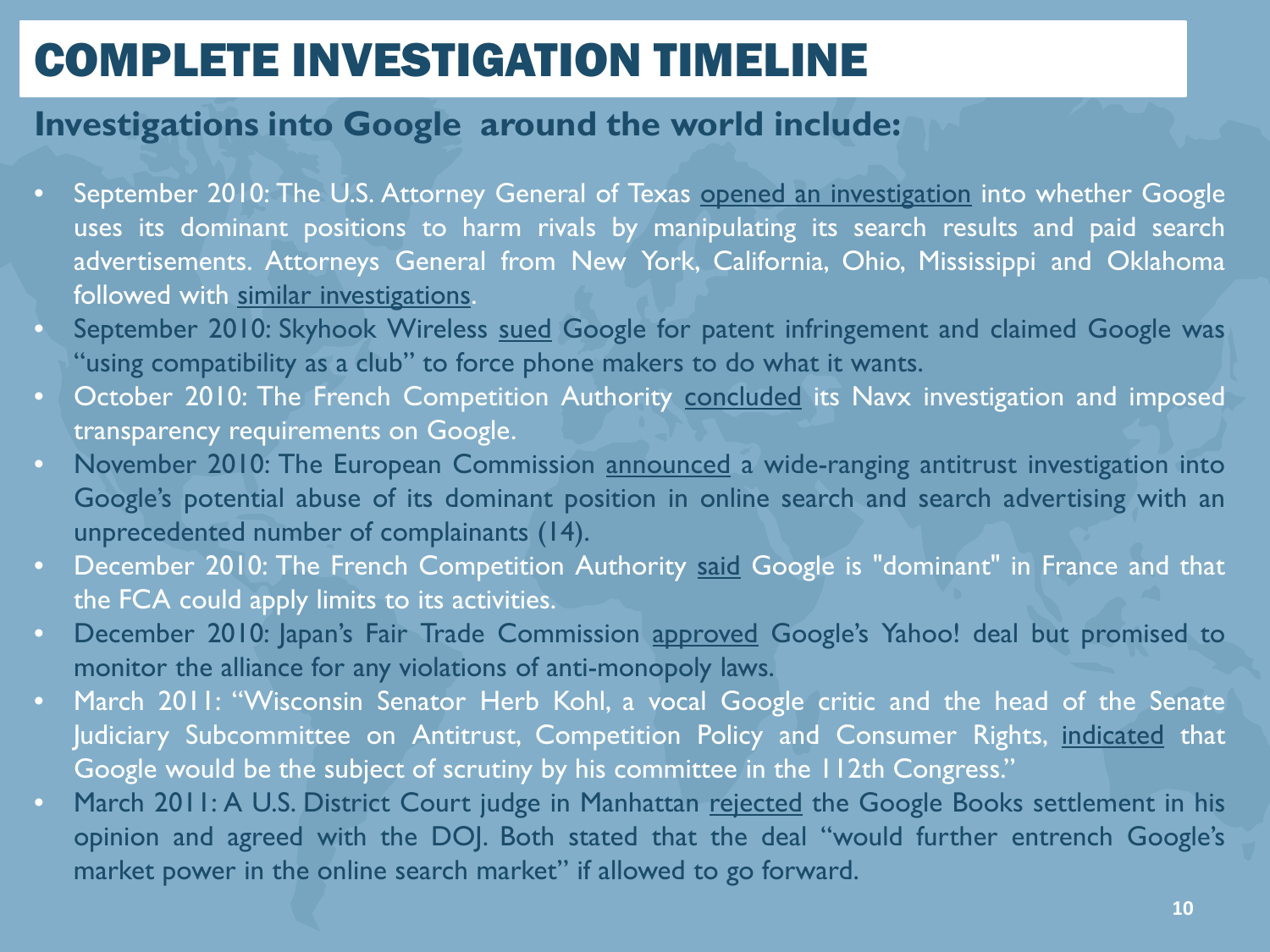# COMPLETE INVESTIGATION TIMELINE

## Investigations into Google around the world include:

- September 2010: The U.S. Attorney General of Texas opened an investigation into whether Google uses its dominant positions to harm rivals by manipulating its search results and paid search advertisements. Attorneys General from New York, California, Ohio, Mississippi and Oklahoma followed with similar investigations.
- September 2010: Skyhook Wireless sued Google for patent infringement and claimed Google was "using compatibility as a club" to force phone makers to do what it wants.
- October 2010: The French Competition Authority concluded its Navx investigation and imposed transparency requirements on Google.
- November 2010: The European Commission announced a wide-ranging antitrust investigation into Google's potential abuse of its dominant position in online search and search advertising with an unprecedented number of complainants (14).
- December 2010: The French Competition Authority said Google is "dominant" in France and that the FCA could apply limits to its activities.
- December 2010: Japan's Fair Trade Commission approved Google's Yahoo! deal but promised to monitor the alliance for any violations of anti-monopoly laws.
- March 2011: "Wisconsin Senator Herb Kohl, a vocal Google critic and the head of the Senate Judiciary Subcommittee on Antitrust, Competition Policy and Consumer Rights, indicated that Google would be the subject of scrutiny by his committee in the 112th Congress."
- March 2011: A U.S. District Court judge in Manhattan rejected the Google Books settlement in his opinion and agreed with the DOJ. Both stated that the deal "would further entrench Google's market power in the online search market" if allowed to go forward.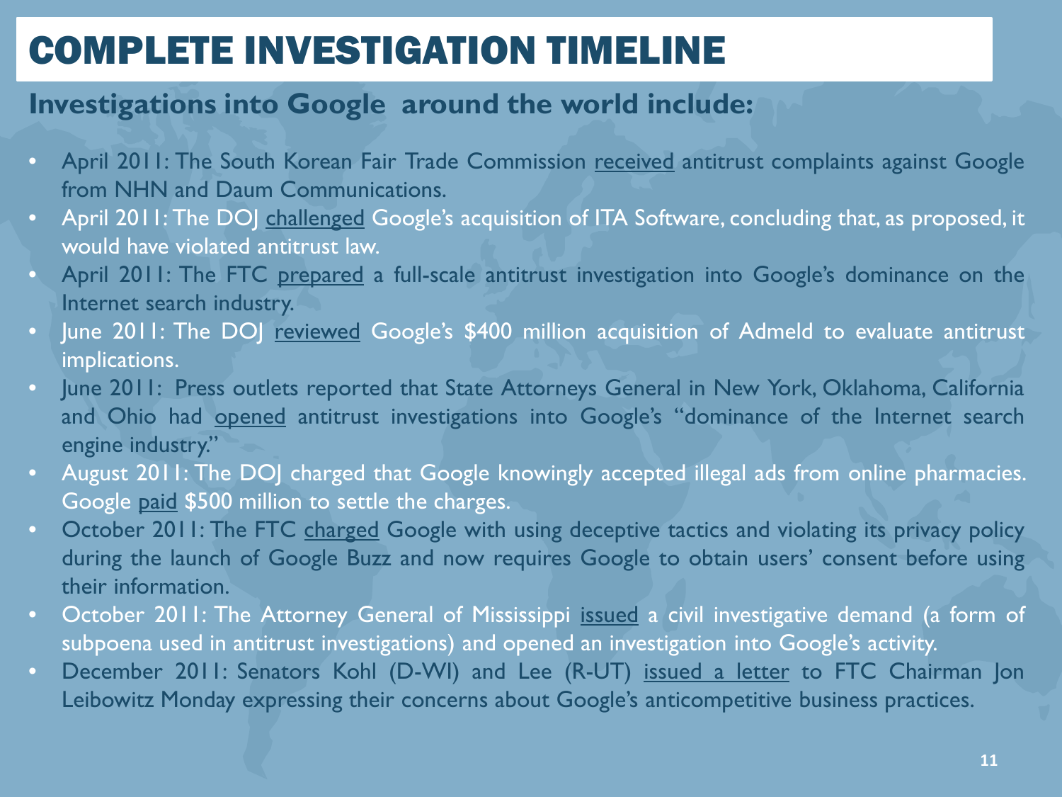# COMPLETE INVESTIGATION TIMELINE

## Investigations into Google around the world include:

- April 2011: The South Korean Fair Trade Commission received antitrust complaints against Google from NHN and Daum Communications.
- April 2011: The DOJ challenged Google's acquisition of ITA Software, concluding that, as proposed, it would have violated antitrust law.
- April 2011: The FTC prepared a full-scale antitrust investigation into Google's dominance on the Internet search industry.
- June 2011: The DOJ reviewed Google's $400 million acquisition of Admeld to evaluate antitrust implications.
- June 2011: Press outlets reported that State Attorneys General in New York, Oklahoma, California and Ohio had opened antitrust investigations into Google's "dominance of the Internet search engine industry."
- August 2011: The DOJ charged that Google knowingly accepted illegal ads from online pharmacies. Google paid $500 million to settle the charges.
- October 2011: The FTC charged Google with using deceptive tactics and violating its privacy policy during the launch of Google Buzz and now requires Google to obtain users' consent before using their information.
- October 2011: The Attorney General of Mississippi issued a civil investigative demand (a form of subpoena used in antitrust investigations) and opened an investigation into Google's activity.
- December 2011: Senators Kohl (D-WI) and Lee (R-UT) issued a letter to FTC Chairman Jon Leibowitz Monday expressing their concerns about Google's anticompetitive business practices.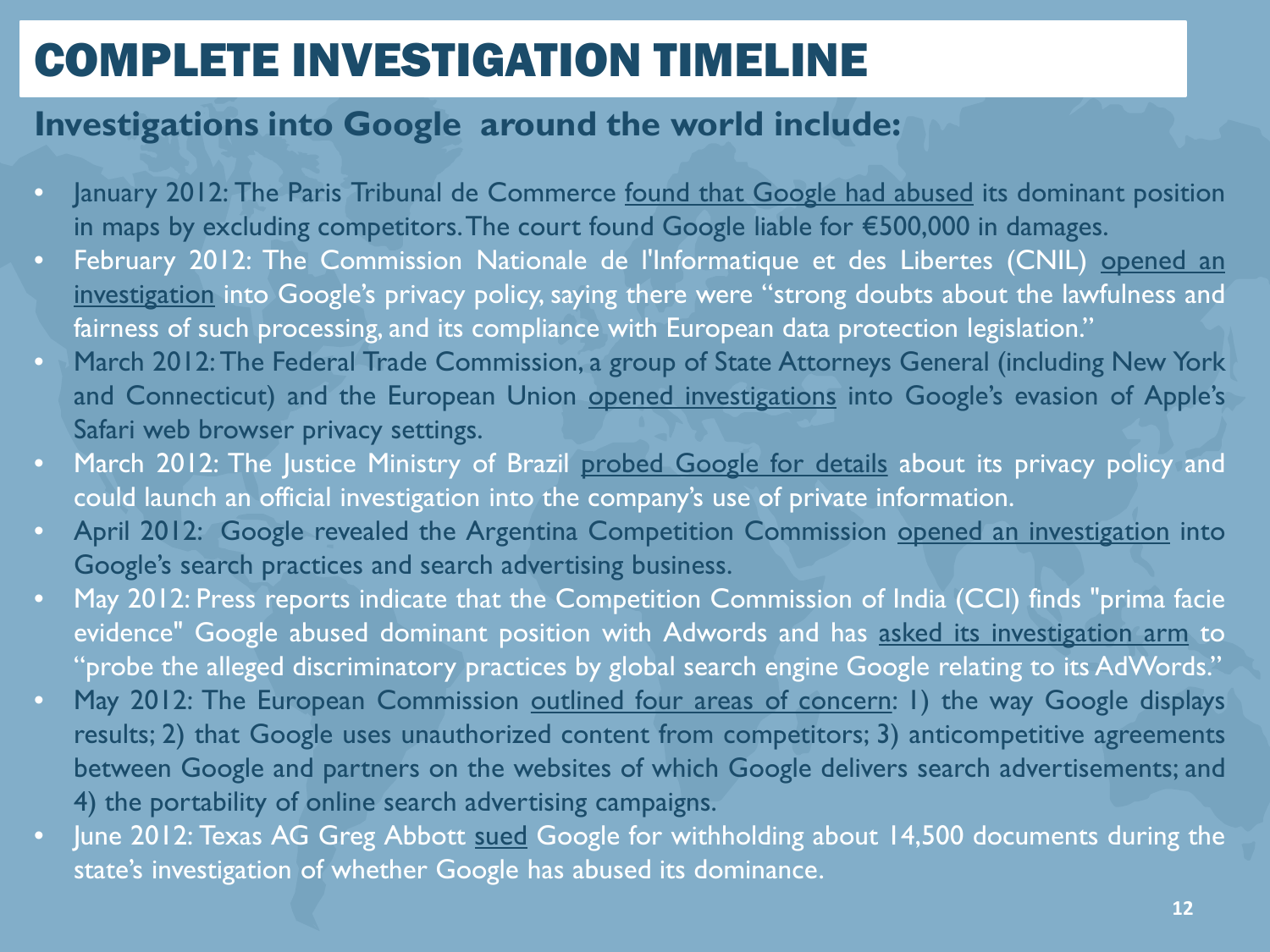# COMPLETE INVESTIGATION TIMELINE

## Investigations into Google around the world include:

- January 2012: The Paris Tribunal de Commerce found that Google had abused its dominant position in maps by excluding competitors. The court found Google liable for €500,000 in damages.
- February 2012: The Commission Nationale de l'Informatique et des Libertes (CNIL) opened an investigation into Google's privacy policy, saying there were "strong doubts about the lawfulness and fairness of such processing, and its compliance with European data protection legislation."
- March 2012: The Federal Trade Commission, a group of State Attorneys General (including New York and Connecticut) and the European Union opened investigations into Google's evasion of Apple's Safari web browser privacy settings.
- March 2012: The Justice Ministry of Brazil probed Google for details about its privacy policy and could launch an official investigation into the company's use of private information.
- April 2012: Google revealed the Argentina Competition Commission opened an investigation into Google's search practices and search advertising business.
- May 2012: Press reports indicate that the Competition Commission of India (CCI) finds "prima facie evidence" Google abused dominant position with Adwords and has asked its investigation arm to "probe the alleged discriminatory practices by global search engine Google relating to its AdWords."
- May 2012: The European Commission outlined four areas of concern: 1) the way Google displays results; 2) that Google uses unauthorized content from competitors; 3) anticompetitive agreements between Google and partners on the websites of which Google delivers search advertisements; and 4) the portability of online search advertising campaigns.
- June 2012: Texas AG Greg Abbott sued Google for withholding about 14,500 documents during the state's investigation of whether Google has abused its dominance.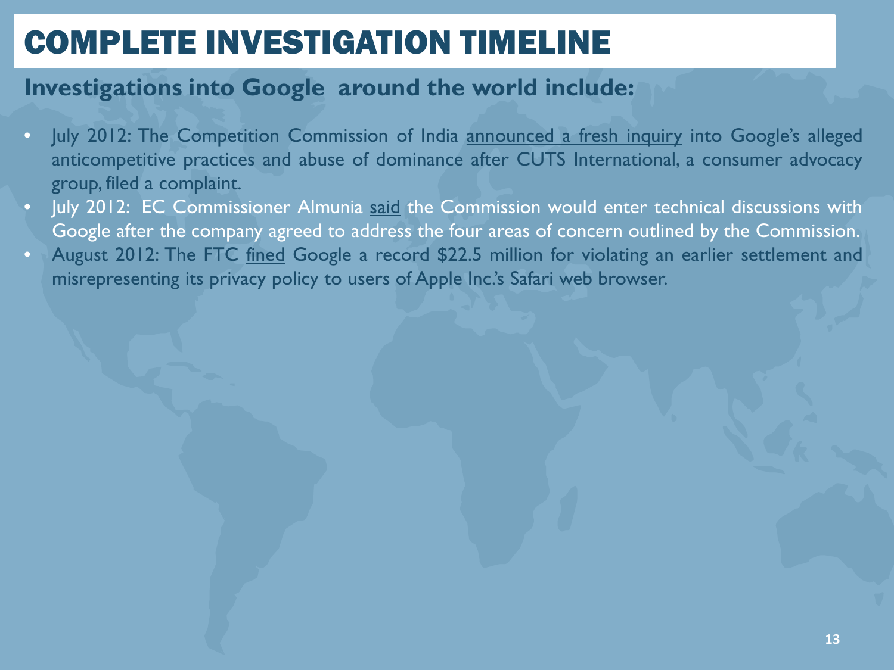# COMPLETE INVESTIGATION TIMELINE

## Investigations into Google around the world include:

- July 2012: The Competition Commission of India announced a fresh inquiry into Google's alleged anticompetitive practices and abuse of dominance after CUTS International, a consumer advocacy group, filed a complaint.
- July 2012: EC Commissioner Almunia said the Commission would enter technical discussions with Google after the company agreed to address the four areas of concern outlined by the Commission.
- August 2012: The FTC fined Google a record $22.5 million for violating an earlier settlement and misrepresenting its privacy policy to users of Apple Inc.'s Safari web browser.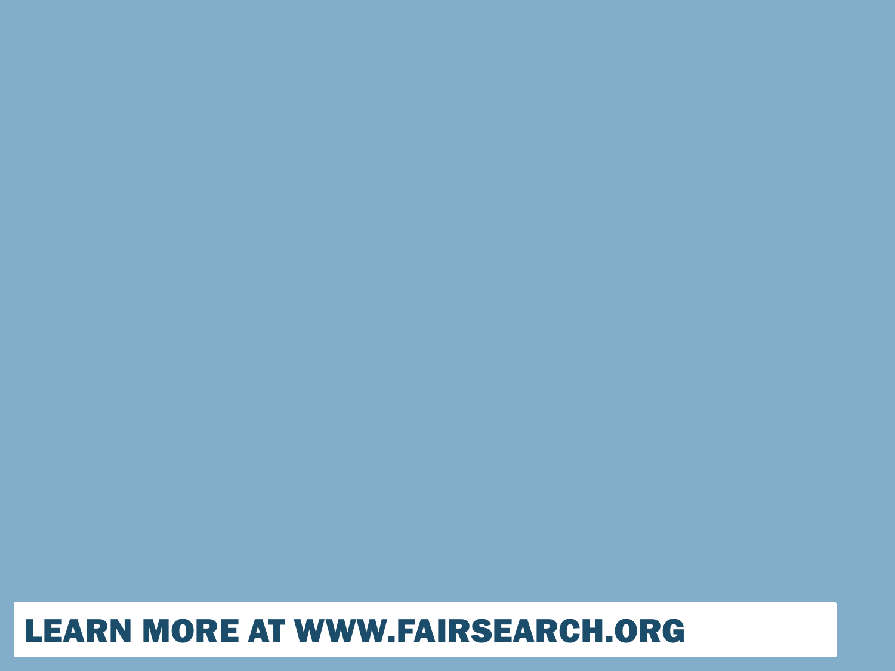LEARN MORE AT WWW.FAIRSEARCH.ORG